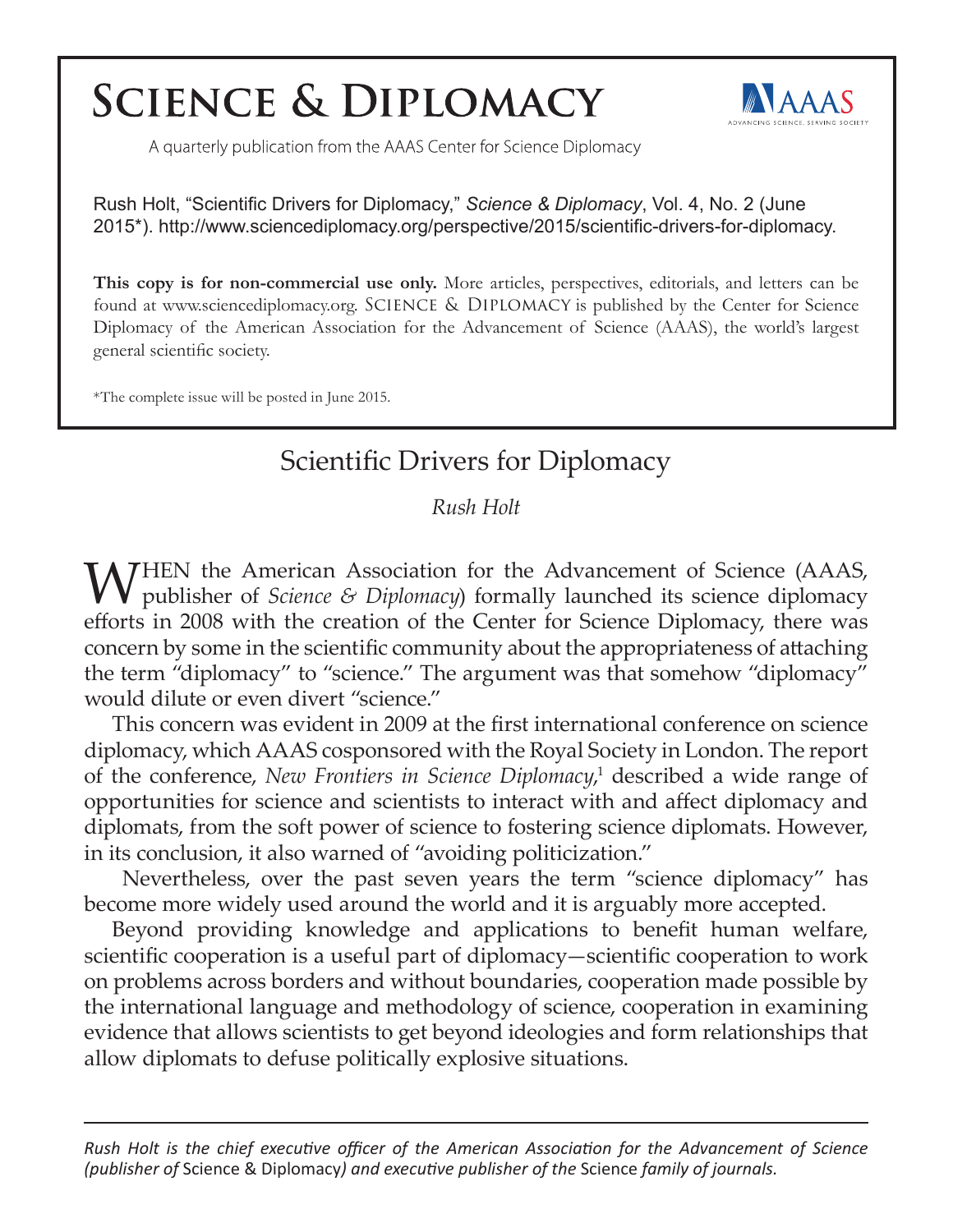# Science & Diplomacy

A quarterly publication from the AAAS Center for Science Diplomacy

Rush Holt, "Scientific Drivers for Diplomacy," *Science & Diplomacy*, Vol. 4, No. 2 (June 2015*). http://www.sciencediplomacy.org/perspective/2015/scientific-drivers-for-diplomacy.

**This copy is for non-commercial use only.** More articles, perspectives, editorials, and letters can be found at www.sciencediplomacy.org. SCIENCE & DIPLOMACY is published by the Center for Science Diplomacy of the American Association for the Advancement of Science (AAAS), the world's largest general scientific society.

*The complete issue will be posted in June 2015.

## Scientific Drivers for Diplomacy

*Rush Holt*

WHEN the American Association for the Advancement of Science (AAAS, publisher of *Science & Diplomacy*) formally launched its science diplomacy efforts in 2008 with the creation of the Center for Science Diplomacy, there was concern by some in the scientific community about the appropriateness of attaching the term "diplomacy" to "science." The argument was that somehow "diplomacy" would dilute or even divert "science."

This concern was evident in 2009 at the first international conference on science diplomacy, which AAAS cosponsored with the Royal Society in London. The report of the conference, *New Frontiers in Science Diplomacy*,[1] described a wide range of opportunities for science and scientists to interact with and affect diplomacy and diplomats, from the soft power of science to fostering science diplomats. However, in its conclusion, it also warned of "avoiding politicization."

Nevertheless, over the past seven years the term "science diplomacy" has become more widely used around the world and it is arguably more accepted.

Beyond providing knowledge and applications to benefit human welfare, scientific cooperation is a useful part of diplomacy—scientific cooperation to work on problems across borders and without boundaries, cooperation made possible by the international language and methodology of science, cooperation in examining evidence that allows scientists to get beyond ideologies and form relationships that allow diplomats to defuse politically explosive situations.

---

*Rush Holt is the chief executive officer of the American Association for the Advancement of Science (publisher of* Science & Diplomacy*) and executive publisher of the* Science *family of journals.*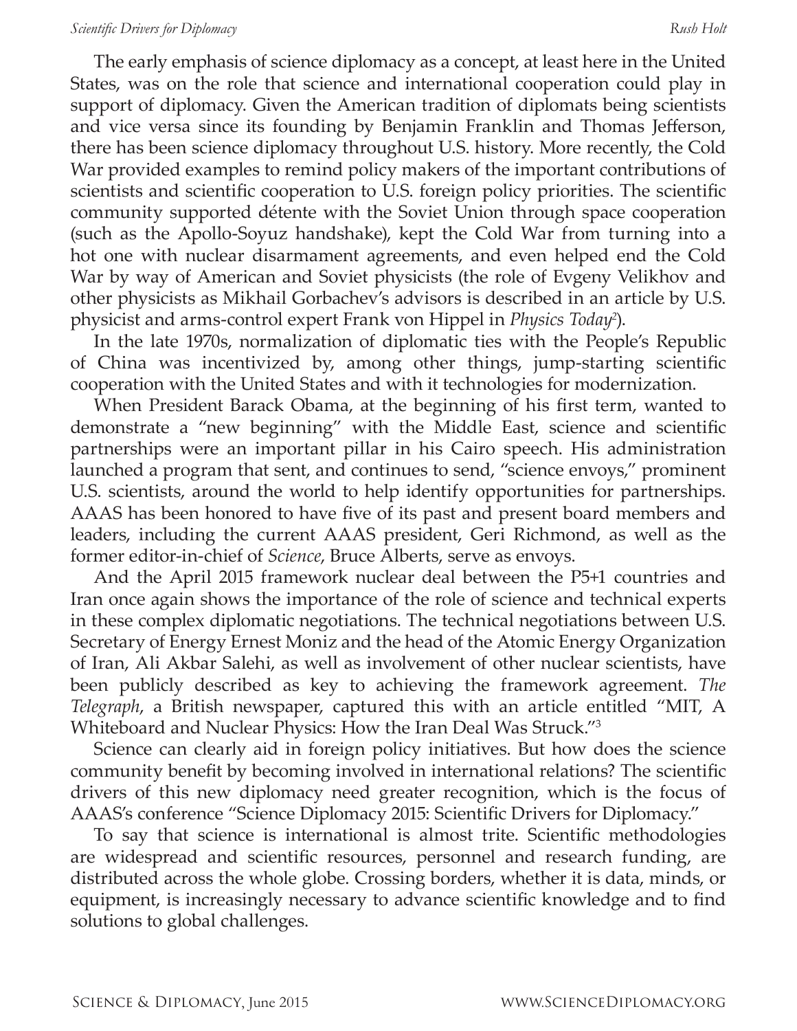The early emphasis of science diplomacy as a concept, at least here in the United States, was on the role that science and international cooperation could play in support of diplomacy. Given the American tradition of diplomats being scientists and vice versa since its founding by Benjamin Franklin and Thomas Jefferson, there has been science diplomacy throughout U.S. history. More recently, the Cold War provided examples to remind policy makers of the important contributions of scientists and scientific cooperation to U.S. foreign policy priorities. The scientific community supported détente with the Soviet Union through space cooperation (such as the Apollo-Soyuz handshake), kept the Cold War from turning into a hot one with nuclear disarmament agreements, and even helped end the Cold War by way of American and Soviet physicists (the role of Evgeny Velikhov and other physicists as Mikhail Gorbachev's advisors is described in an article by U.S. physicist and arms-control expert Frank von Hippel in *Physics Today*[2]).

In the late 1970s, normalization of diplomatic ties with the People's Republic of China was incentivized by, among other things, jump-starting scientific cooperation with the United States and with it technologies for modernization.

When President Barack Obama, at the beginning of his first term, wanted to demonstrate a "new beginning" with the Middle East, science and scientific partnerships were an important pillar in his Cairo speech. His administration launched a program that sent, and continues to send, "science envoys," prominent U.S. scientists, around the world to help identify opportunities for partnerships. AAAS has been honored to have five of its past and present board members and leaders, including the current AAAS president, Geri Richmond, as well as the former editor-in-chief of *Science*, Bruce Alberts, serve as envoys.

And the April 2015 framework nuclear deal between the P5+1 countries and Iran once again shows the importance of the role of science and technical experts in these complex diplomatic negotiations. The technical negotiations between U.S. Secretary of Energy Ernest Moniz and the head of the Atomic Energy Organization of Iran, Ali Akbar Salehi, as well as involvement of other nuclear scientists, have been publicly described as key to achieving the framework agreement. *The Telegraph*, a British newspaper, captured this with an article entitled "MIT, A Whiteboard and Nuclear Physics: How the Iran Deal Was Struck."[3]

Science can clearly aid in foreign policy initiatives. But how does the science community benefit by becoming involved in international relations? The scientific drivers of this new diplomacy need greater recognition, which is the focus of AAAS's conference "Science Diplomacy 2015: Scientific Drivers for Diplomacy."

To say that science is international is almost trite. Scientific methodologies are widespread and scientific resources, personnel and research funding, are distributed across the whole globe. Crossing borders, whether it is data, minds, or equipment, is increasingly necessary to advance scientific knowledge and to find solutions to global challenges.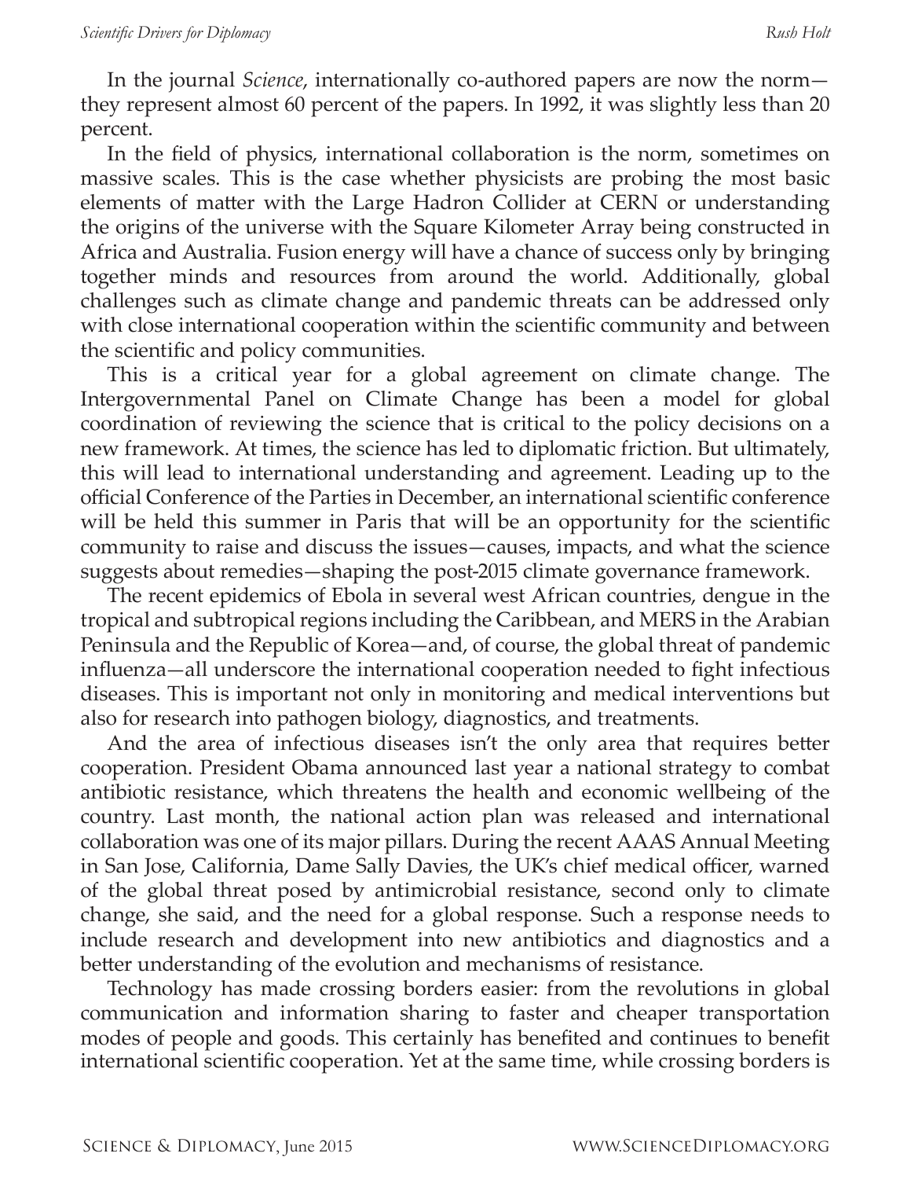In the journal *Science*, internationally co-authored papers are now the norm—they represent almost 60 percent of the papers. In 1992, it was slightly less than 20 percent.

In the field of physics, international collaboration is the norm, sometimes on massive scales. This is the case whether physicists are probing the most basic elements of matter with the Large Hadron Collider at CERN or understanding the origins of the universe with the Square Kilometer Array being constructed in Africa and Australia. Fusion energy will have a chance of success only by bringing together minds and resources from around the world. Additionally, global challenges such as climate change and pandemic threats can be addressed only with close international cooperation within the scientific community and between the scientific and policy communities.

This is a critical year for a global agreement on climate change. The Intergovernmental Panel on Climate Change has been a model for global coordination of reviewing the science that is critical to the policy decisions on a new framework. At times, the science has led to diplomatic friction. But ultimately, this will lead to international understanding and agreement. Leading up to the official Conference of the Parties in December, an international scientific conference will be held this summer in Paris that will be an opportunity for the scientific community to raise and discuss the issues—causes, impacts, and what the science suggests about remedies—shaping the post-2015 climate governance framework.

The recent epidemics of Ebola in several west African countries, dengue in the tropical and subtropical regions including the Caribbean, and MERS in the Arabian Peninsula and the Republic of Korea—and, of course, the global threat of pandemic influenza—all underscore the international cooperation needed to fight infectious diseases. This is important not only in monitoring and medical interventions but also for research into pathogen biology, diagnostics, and treatments.

And the area of infectious diseases isn't the only area that requires better cooperation. President Obama announced last year a national strategy to combat antibiotic resistance, which threatens the health and economic wellbeing of the country. Last month, the national action plan was released and international collaboration was one of its major pillars. During the recent AAAS Annual Meeting in San Jose, California, Dame Sally Davies, the UK's chief medical officer, warned of the global threat posed by antimicrobial resistance, second only to climate change, she said, and the need for a global response. Such a response needs to include research and development into new antibiotics and diagnostics and a better understanding of the evolution and mechanisms of resistance.

Technology has made crossing borders easier: from the revolutions in global communication and information sharing to faster and cheaper transportation modes of people and goods. This certainly has benefited and continues to benefit international scientific cooperation. Yet at the same time, while crossing borders is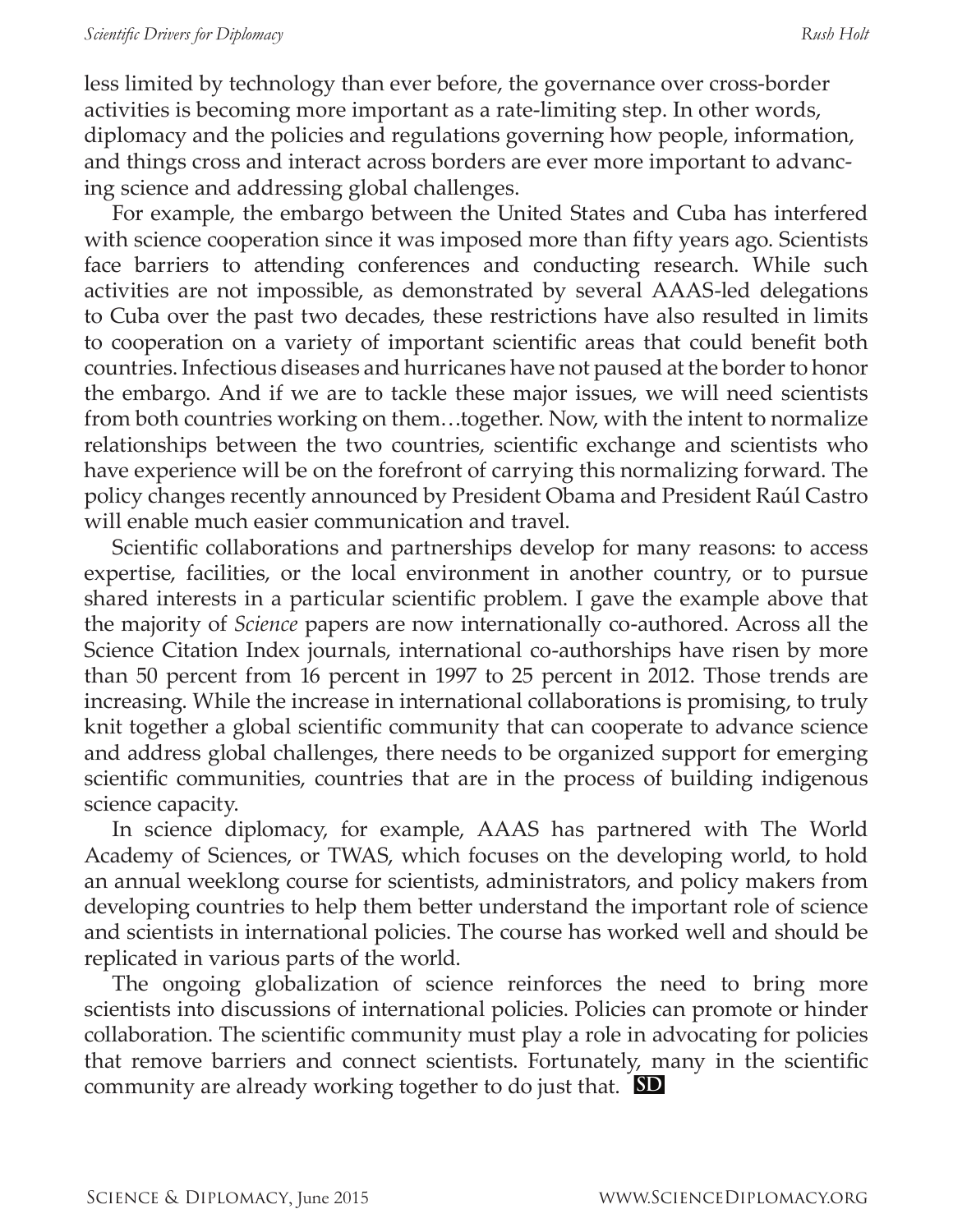less limited by technology than ever before, the governance over cross-border activities is becoming more important as a rate-limiting step. In other words, diplomacy and the policies and regulations governing how people, information, and things cross and interact across borders are ever more important to advancing science and addressing global challenges.

For example, the embargo between the United States and Cuba has interfered with science cooperation since it was imposed more than fifty years ago. Scientists face barriers to attending conferences and conducting research. While such activities are not impossible, as demonstrated by several AAAS-led delegations to Cuba over the past two decades, these restrictions have also resulted in limits to cooperation on a variety of important scientific areas that could benefit both countries. Infectious diseases and hurricanes have not paused at the border to honor the embargo. And if we are to tackle these major issues, we will need scientists from both countries working on them…together. Now, with the intent to normalize relationships between the two countries, scientific exchange and scientists who have experience will be on the forefront of carrying this normalizing forward. The policy changes recently announced by President Obama and President Raúl Castro will enable much easier communication and travel.

Scientific collaborations and partnerships develop for many reasons: to access expertise, facilities, or the local environment in another country, or to pursue shared interests in a particular scientific problem. I gave the example above that the majority of *Science* papers are now internationally co-authored. Across all the Science Citation Index journals, international co-authorships have risen by more than 50 percent from 16 percent in 1997 to 25 percent in 2012. Those trends are increasing. While the increase in international collaborations is promising, to truly knit together a global scientific community that can cooperate to advance science and address global challenges, there needs to be organized support for emerging scientific communities, countries that are in the process of building indigenous science capacity.

In science diplomacy, for example, AAAS has partnered with The World Academy of Sciences, or TWAS, which focuses on the developing world, to hold an annual weeklong course for scientists, administrators, and policy makers from developing countries to help them better understand the important role of science and scientists in international policies. The course has worked well and should be replicated in various parts of the world.

The ongoing globalization of science reinforces the need to bring more scientists into discussions of international policies. Policies can promote or hinder collaboration. The scientific community must play a role in advocating for policies that remove barriers and connect scientists. Fortunately, many in the scientific community are already working together to do just that. **SD**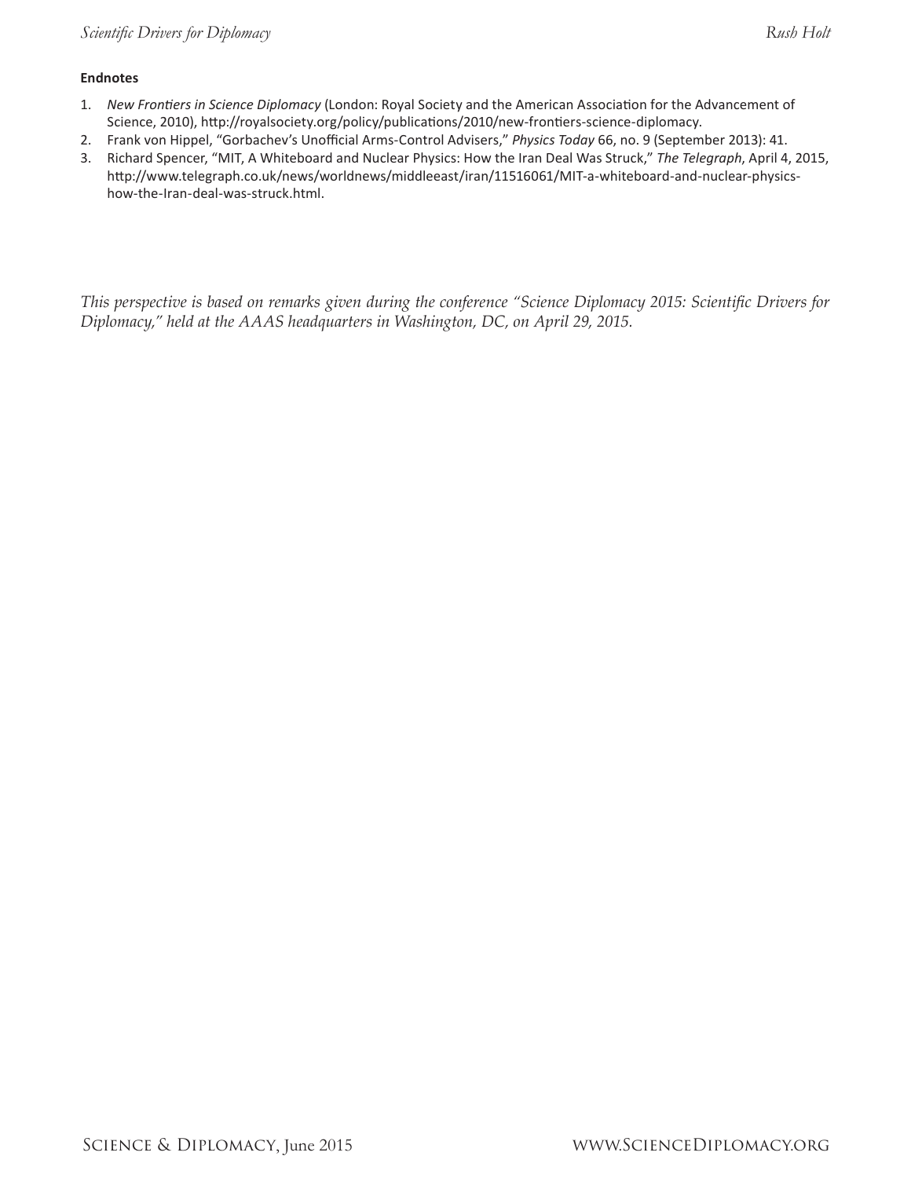**Endnotes**

1. *New Frontiers in Science Diplomacy* (London: Royal Society and the American Association for the Advancement of Science, 2010), http://royalsociety.org/policy/publications/2010/new-frontiers-science-diplomacy.
2. Frank von Hippel, "Gorbachev's Unofficial Arms-Control Advisers," *Physics Today* 66, no. 9 (September 2013): 41.
3. Richard Spencer, "MIT, A Whiteboard and Nuclear Physics: How the Iran Deal Was Struck," *The Telegraph*, April 4, 2015, http://www.telegraph.co.uk/news/worldnews/middleeast/iran/11516061/MIT-a-whiteboard-and-nuclear-physics-how-the-Iran-deal-was-struck.html.

*This perspective is based on remarks given during the conference "Science Diplomacy 2015: Scientific Drivers for Diplomacy," held at the AAAS headquarters in Washington, DC, on April 29, 2015.*